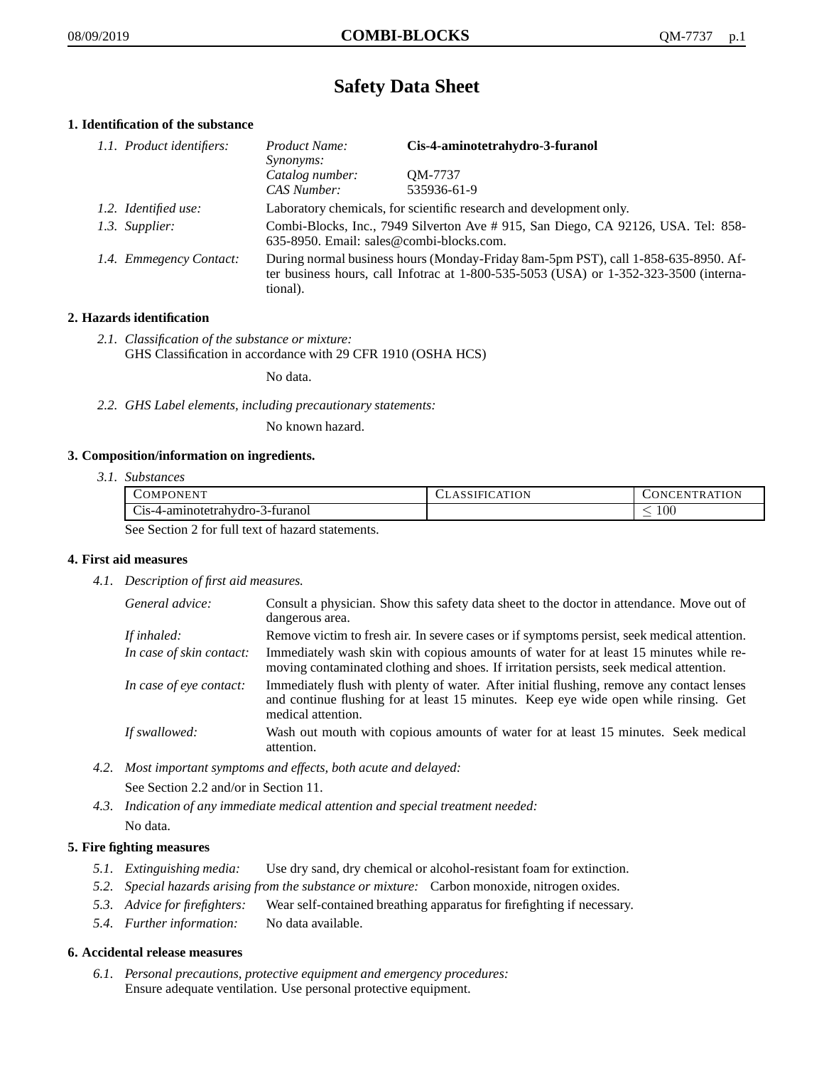# Safety Data Sheet

## 1. Identification of the substance

*1.1. Product identifiers:*

| | |
|---|---|
| *Product Name:* | **Cis-4-aminotetrahydro-3-furanol** |
| *Synonyms:* | |
| *Catalog number:* | QM-7737 |
| *CAS Number:* | 535936-61-9 |

*1.2. Identified use:* Laboratory chemicals, for scientific research and development only.

*1.3. Supplier:* Combi-Blocks, Inc., 7949 Silverton Ave # 915, San Diego, CA 92126, USA. Tel: 858-635-8950. Email: sales@combi-blocks.com.

*1.4. Emmegency Contact:* During normal business hours (Monday-Friday 8am-5pm PST), call 1-858-635-8950. After business hours, call Infotrac at 1-800-535-5053 (USA) or 1-352-323-3500 (international).

## 2. Hazards identification

*2.1. Classification of the substance or mixture:*
GHS Classification in accordance with 29 CFR 1910 (OSHA HCS)

No data.

*2.2. GHS Label elements, including precautionary statements:*

No known hazard.

## 3. Composition/information on ingredients.

*3.1. Substances*

| Component | Classification | Concentration |
|---|---|---|
| Cis-4-aminotetrahydro-3-furanol | | $\leq 100$ |

See Section 2 for full text of hazard statements.

## 4. First aid measures

*4.1. Description of first aid measures.*

*General advice:* Consult a physician. Show this safety data sheet to the doctor in attendance. Move out of dangerous area.

*If inhaled:* Remove victim to fresh air. In severe cases or if symptoms persist, seek medical attention.

*In case of skin contact:* Immediately wash skin with copious amounts of water for at least 15 minutes while removing contaminated clothing and shoes. If irritation persists, seek medical attention.

*In case of eye contact:* Immediately flush with plenty of water. After initial flushing, remove any contact lenses and continue flushing for at least 15 minutes. Keep eye wide open while rinsing. Get medical attention.

*If swallowed:* Wash out mouth with copious amounts of water for at least 15 minutes. Seek medical attention.

*4.2. Most important symptoms and effects, both acute and delayed:*

See Section 2.2 and/or in Section 11.

*4.3. Indication of any immediate medical attention and special treatment needed:*

No data.

## 5. Fire fighting measures

*5.1. Extinguishing media:* Use dry sand, dry chemical or alcohol-resistant foam for extinction.

*5.2. Special hazards arising from the substance or mixture:* Carbon monoxide, nitrogen oxides.

*5.3. Advice for firefighters:* Wear self-contained breathing apparatus for firefighting if necessary.

*5.4. Further information:* No data available.

## 6. Accidental release measures

*6.1. Personal precautions, protective equipment and emergency procedures:*
Ensure adequate ventilation. Use personal protective equipment.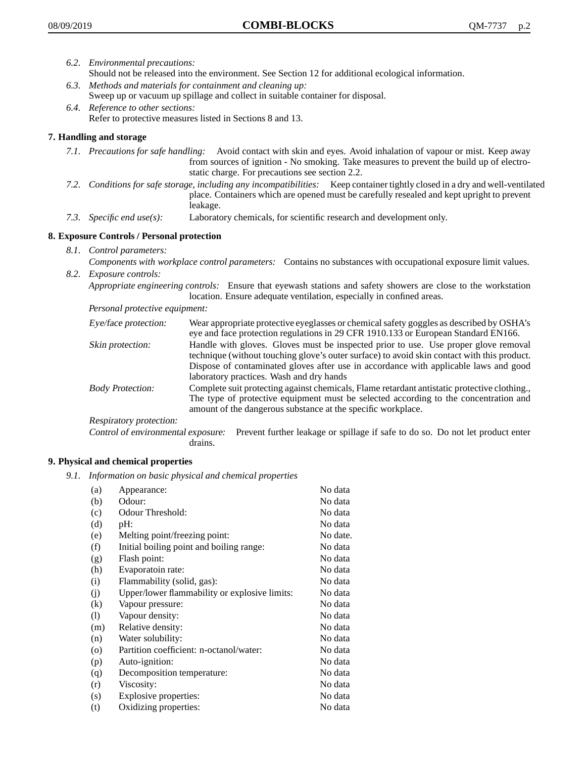*6.2. Environmental precautions:*
Should not be released into the environment. See Section 12 for additional ecological information.

*6.3. Methods and materials for containment and cleaning up:*
Sweep up or vacuum up spillage and collect in suitable container for disposal.

*6.4. Reference to other sections:*
Refer to protective measures listed in Sections 8 and 13.

## 7. Handling and storage

*7.1. Precautions for safe handling:* Avoid contact with skin and eyes. Avoid inhalation of vapour or mist. Keep away from sources of ignition - No smoking. Take measures to prevent the build up of electrostatic charge. For precautions see section 2.2.

*7.2. Conditions for safe storage, including any incompatibilities:* Keep container tightly closed in a dry and well-ventilated place. Containers which are opened must be carefully resealed and kept upright to prevent leakage.

*7.3. Specific end use(s):* Laboratory chemicals, for scientific research and development only.

## 8. Exposure Controls / Personal protection

*8.1. Control parameters:*
*Components with workplace control parameters:* Contains no substances with occupational exposure limit values.

*8.2. Exposure controls:*
*Appropriate engineering controls:* Ensure that eyewash stations and safety showers are close to the workstation location. Ensure adequate ventilation, especially in confined areas.

*Personal protective equipment:*

*Eye/face protection:* Wear appropriate protective eyeglasses or chemical safety goggles as described by OSHA's eye and face protection regulations in 29 CFR 1910.133 or European Standard EN166.

*Skin protection:* Handle with gloves. Gloves must be inspected prior to use. Use proper glove removal technique (without touching glove's outer surface) to avoid skin contact with this product. Dispose of contaminated gloves after use in accordance with applicable laws and good laboratory practices. Wash and dry hands

*Body Protection:* Complete suit protecting against chemicals, Flame retardant antistatic protective clothing., The type of protective equipment must be selected according to the concentration and amount of the dangerous substance at the specific workplace.

*Respiratory protection:*

*Control of environmental exposure:* Prevent further leakage or spillage if safe to do so. Do not let product enter drains.

## 9. Physical and chemical properties

*9.1. Information on basic physical and chemical properties*

| | | |
|---|---|---|
| (a) | Appearance: | No data |
| (b) | Odour: | No data |
| (c) | Odour Threshold: | No data |
| (d) | pH: | No data |
| (e) | Melting point/freezing point: | No date. |
| (f) | Initial boiling point and boiling range: | No data |
| (g) | Flash point: | No data |
| (h) | Evaporatoin rate: | No data |
| (i) | Flammability (solid, gas): | No data |
| (j) | Upper/lower flammability or explosive limits: | No data |
| (k) | Vapour pressure: | No data |
| (l) | Vapour density: | No data |
| (m) | Relative density: | No data |
| (n) | Water solubility: | No data |
| (o) | Partition coefficient: n-octanol/water: | No data |
| (p) | Auto-ignition: | No data |
| (q) | Decomposition temperature: | No data |
| (r) | Viscosity: | No data |
| (s) | Explosive properties: | No data |
| (t) | Oxidizing properties: | No data |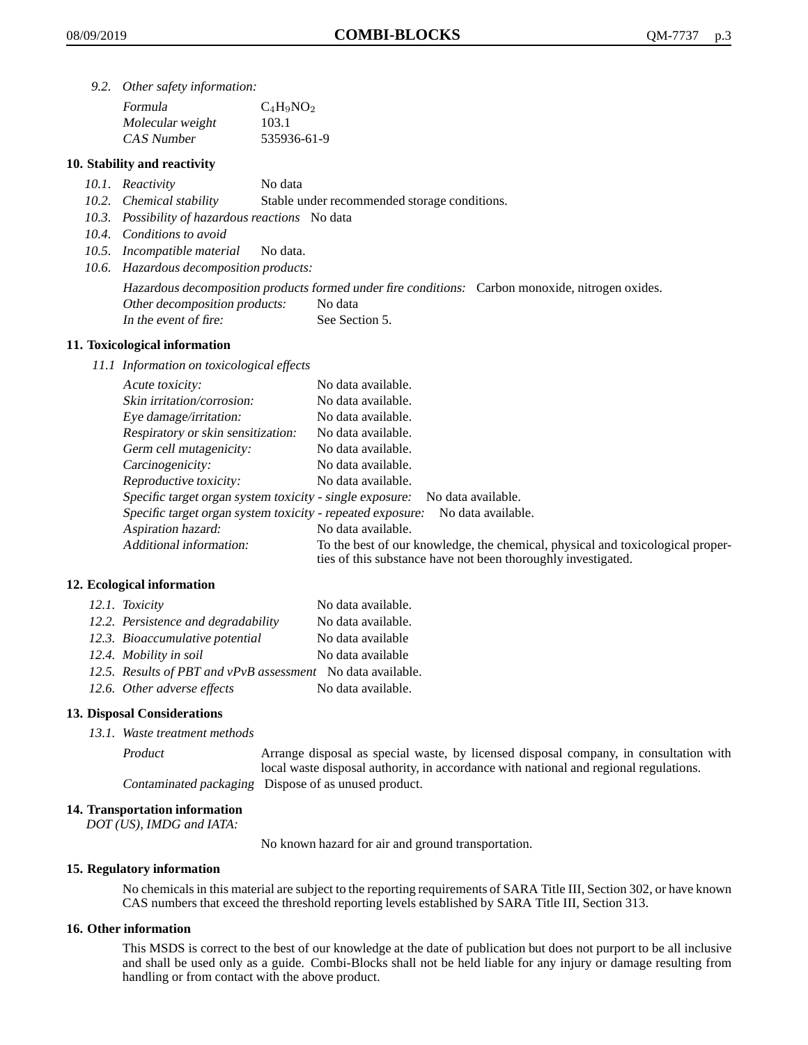*9.2. Other safety information:*

| | |
|---|---|
| *Formula* | $C_4H_9NO_2$ |
| *Molecular weight* | 103.1 |
| *CAS Number* | 535936-61-9 |

## 10. Stability and reactivity

*10.1. Reactivity* No data

*10.2. Chemical stability* Stable under recommended storage conditions.

*10.3. Possibility of hazardous reactions* No data

*10.4. Conditions to avoid*

*10.5. Incompatible material* No data.

*10.6. Hazardous decomposition products:*

*Hazardous decomposition products formed under fire conditions:* Carbon monoxide, nitrogen oxides.

*Other decomposition products:* No data

*In the event of fire:* See Section 5.

## 11. Toxicological information

*11.1 Information on toxicological effects*

| | |
|---|---|
| *Acute toxicity:* | No data available. |
| *Skin irritation/corrosion:* | No data available. |
| *Eye damage/irritation:* | No data available. |
| *Respiratory or skin sensitization:* | No data available. |
| *Germ cell mutagenicity:* | No data available. |
| *Carcinogenicity:* | No data available. |
| *Reproductive toxicity:* | No data available. |
| *Specific target organ system toxicity - single exposure:* | No data available. |
| *Specific target organ system toxicity - repeated exposure:* | No data available. |
| *Aspiration hazard:* | No data available. |
| *Additional information:* | To the best of our knowledge, the chemical, physical and toxicological properties of this substance have not been thoroughly investigated. |

## 12. Ecological information

| | |
|---|---|
| *12.1. Toxicity* | No data available. |
| *12.2. Persistence and degradability* | No data available. |
| *12.3. Bioaccumulative potential* | No data available |
| *12.4. Mobility in soil* | No data available |
| *12.5. Results of PBT and vPvB assessment* | No data available. |
| *12.6. Other adverse effects* | No data available. |

## 13. Disposal Considerations

*13.1. Waste treatment methods*

*Product* Arrange disposal as special waste, by licensed disposal company, in consultation with local waste disposal authority, in accordance with national and regional regulations.

*Contaminated packaging* Dispose of as unused product.

## 14. Transportation information

*DOT (US), IMDG and IATA:*

No known hazard for air and ground transportation.

## 15. Regulatory information

No chemicals in this material are subject to the reporting requirements of SARA Title III, Section 302, or have known CAS numbers that exceed the threshold reporting levels established by SARA Title III, Section 313.

## 16. Other information

This MSDS is correct to the best of our knowledge at the date of publication but does not purport to be all inclusive and shall be used only as a guide. Combi-Blocks shall not be held liable for any injury or damage resulting from handling or from contact with the above product.